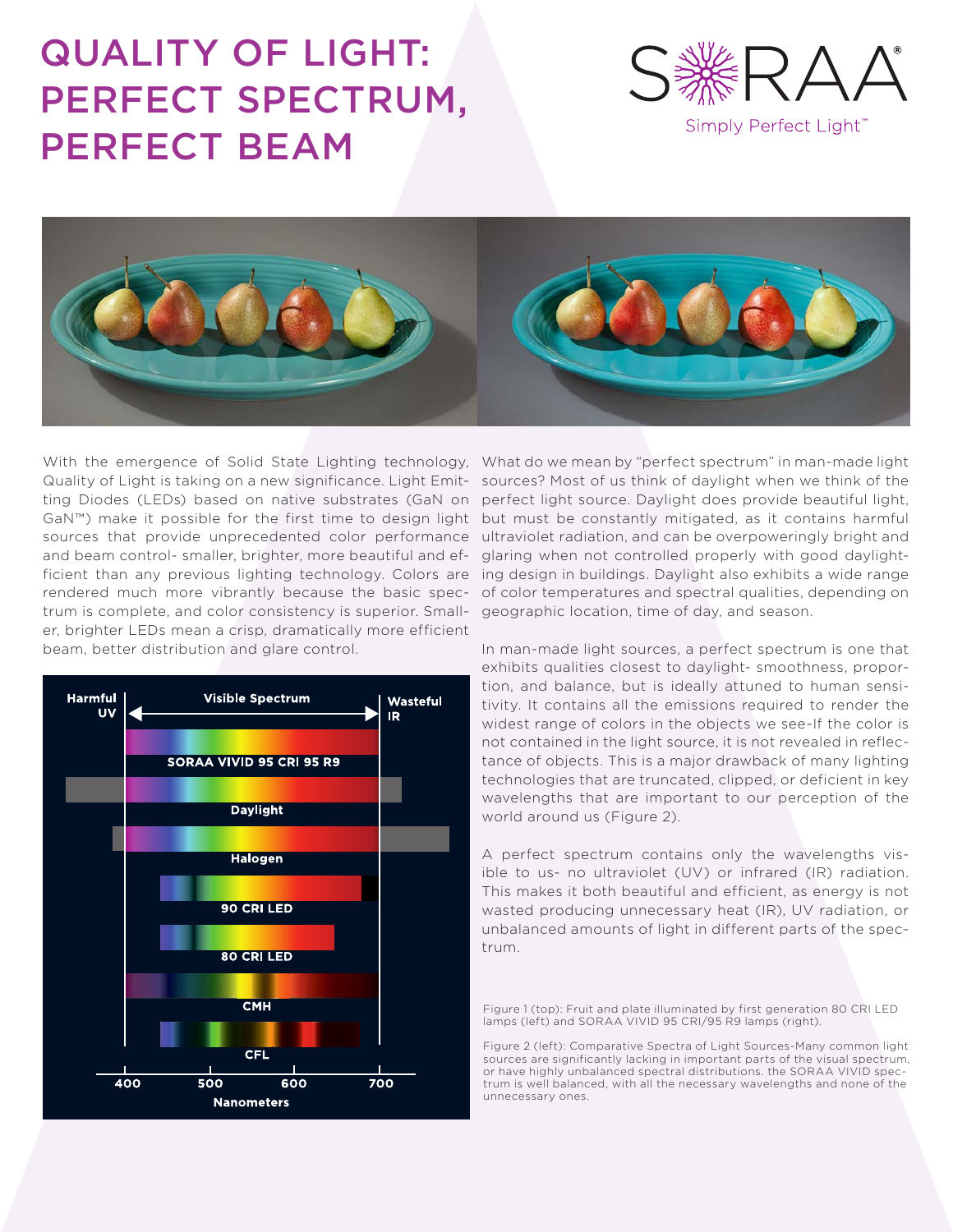# QUALITY OF LIGHT: PERFECT SPECTRUM, PERFECT BEAM

SORAA® Simply Perfect Light™

With the emergence of Solid State Lighting technology, Quality of Light is taking on a new significance. Light Emitting Diodes (LEDs) based on native substrates (GaN on GaN™) make it possible for the first time to design light sources that provide unprecedented color performance and beam control- smaller, brighter, more beautiful and efficient than any previous lighting technology. Colors are rendered much more vibrantly because the basic spectrum is complete, and color consistency is superior. Smaller, brighter LEDs mean a crisp, dramatically more efficient beam, better distribution and glare control.

What do we mean by "perfect spectrum" in man-made light sources? Most of us think of daylight when we think of the perfect light source. Daylight does provide beautiful light, but must be constantly mitigated, as it contains harmful ultraviolet radiation, and can be overpoweringly bright and glaring when not controlled properly with good daylighting design in buildings. Daylight also exhibits a wide range of color temperatures and spectral qualities, depending on geographic location, time of day, and season.

In man-made light sources, a perfect spectrum is one that exhibits qualities closest to daylight- smoothness, proportion, and balance, but is ideally attuned to human sensitivity. It contains all the emissions required to render the widest range of colors in the objects we see-If the color is not contained in the light source, it is not revealed in reflectance of objects. This is a major drawback of many lighting technologies that are truncated, clipped, or deficient in key wavelengths that are important to our perception of the world around us (Figure 2).

A perfect spectrum contains only the wavelengths visible to us- no ultraviolet (UV) or infrared (IR) radiation. This makes it both beautiful and efficient, as energy is not wasted producing unnecessary heat (IR), UV radiation, or unbalanced amounts of light in different parts of the spectrum.

Figure 1 (top): Fruit and plate illuminated by first generation 80 CRI LED lamps (left) and SORAA VIVID 95 CRI/95 R9 lamps (right).

Figure 2 (left): Comparative Spectra of Light Sources-Many common light sources are significantly lacking in important parts of the visual spectrum, or have highly unbalanced spectral distributions. the SORAA VIVID spectrum is well balanced, with all the necessary wavelengths and none of the unnecessary ones.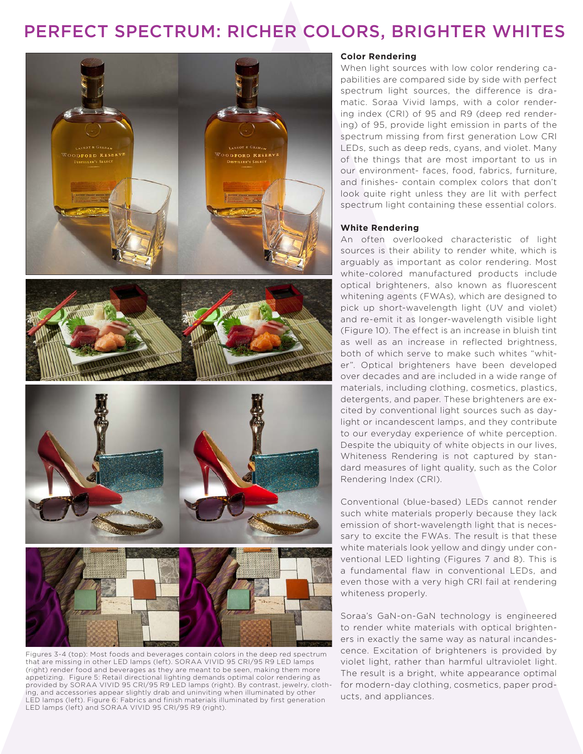# PERFECT SPECTRUM: RICHER COLORS, BRIGHTER WHITES

Figures 3-4 (top): Most foods and beverages contain colors in the deep red spectrum that are missing in other LED lamps (left). SORAA VIVID 95 CRI/95 R9 LED lamps (right) render food and beverages as they are meant to be seen, making them more appetizing. Figure 5: Retail directional lighting demands optimal color rendering as provided by SORAA VIVID 95 CRI/95 R9 LED lamps (right). By contrast, jewelry, clothing, and accessories appear slightly drab and uninviting when illuminated by other LED lamps (left). Figure 6: Fabrics and finish materials illuminated by first generation LED lamps (left) and SORAA VIVID 95 CRI/95 R9 (right).

**Color Rendering**

When light sources with low color rendering capabilities are compared side by side with perfect spectrum light sources, the difference is dramatic. Soraa Vivid lamps, with a color rendering index (CRI) of 95 and R9 (deep red rendering) of 95, provide light emission in parts of the spectrum missing from first generation Low CRI LEDs, such as deep reds, cyans, and violet. Many of the things that are most important to us in our environment- faces, food, fabrics, furniture, and finishes- contain complex colors that don't look quite right unless they are lit with perfect spectrum light containing these essential colors.

**White Rendering**

An often overlooked characteristic of light sources is their ability to render white, which is arguably as important as color rendering. Most white-colored manufactured products include optical brighteners, also known as fluorescent whitening agents (FWAs), which are designed to pick up short-wavelength light (UV and violet) and re-emit it as longer-wavelength visible light (Figure 10). The effect is an increase in bluish tint as well as an increase in reflected brightness, both of which serve to make such whites "whiter". Optical brighteners have been developed over decades and are included in a wide range of materials, including clothing, cosmetics, plastics, detergents, and paper. These brighteners are excited by conventional light sources such as daylight or incandescent lamps, and they contribute to our everyday experience of white perception. Despite the ubiquity of white objects in our lives, Whiteness Rendering is not captured by standard measures of light quality, such as the Color Rendering Index (CRI).

Conventional (blue-based) LEDs cannot render such white materials properly because they lack emission of short-wavelength light that is necessary to excite the FWAs. The result is that these white materials look yellow and dingy under conventional LED lighting (Figures 7 and 8). This is a fundamental flaw in conventional LEDs, and even those with a very high CRI fail at rendering whiteness properly.

Soraa's GaN-on-GaN technology is engineered to render white materials with optical brighteners in exactly the same way as natural incandescence. Excitation of brighteners is provided by violet light, rather than harmful ultraviolet light. The result is a bright, white appearance optimal for modern-day clothing, cosmetics, paper products, and appliances.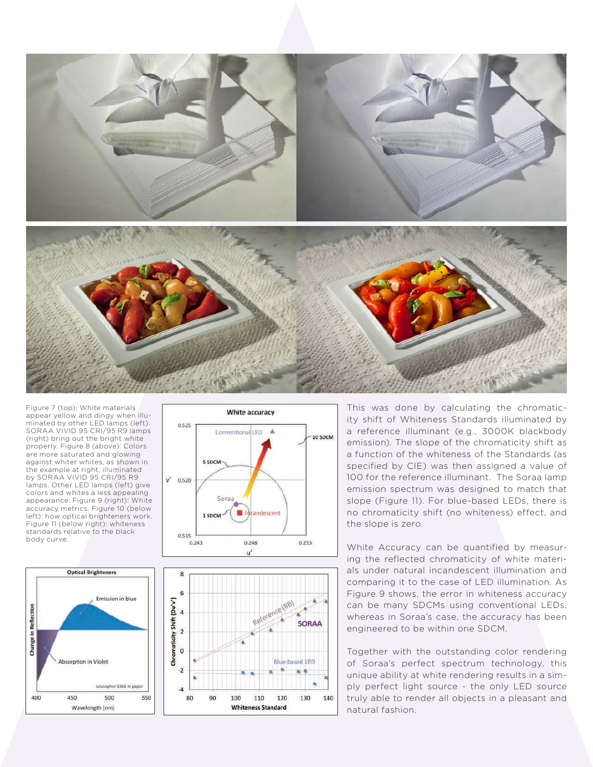Figure 7 (top): White materials appear yellow and dingy when illuminated by other LED lamps (left). SORAA VIVID 95 CRI/95 R9 lamps (right) bring out the bright white properly. Figure 8 (above): Colors are more saturated and glowing against whiter whites, as shown in the example at right, illuminated by SORAA VIVID 95 CRI/95 R9 lamps. Other LED lamps (left) give colors and whites a less appealing appearance. Figure 9 (right): White accuracy metrics. Figure 10 (below left): how optical brighteners work. Figure 11 (below right): whiteness standards relative to the black body curve.

This was done by calculating the chromaticity shift of Whiteness Standards illuminated by a reference illuminant (e.g., 3000K blackbody emission). The slope of the chromaticity shift as a function of the whiteness of the Standards (as specified by CIE) was then assigned a value of 100 for the reference illuminant. The Soraa lamp emission spectrum was designed to match that slope (Figure 11). For blue-based LEDs, there is no chromaticity shift (no whiteness) effect, and the slope is zero.

White Accuracy can be quantified by measuring the reflected chromaticity of white materials under natural incandescent illumination and comparing it to the case of LED illumination. As Figure 9 shows, the error in whiteness accuracy can be many SDCMs using conventional LEDs, whereas in Soraa's case, the accuracy has been engineered to be within one SDCM.

Together with the outstanding color rendering of Soraa's perfect spectrum technology, this unique ability at white rendering results in a simply perfect light source - the only LED source truly able to render all objects in a pleasant and natural fashion.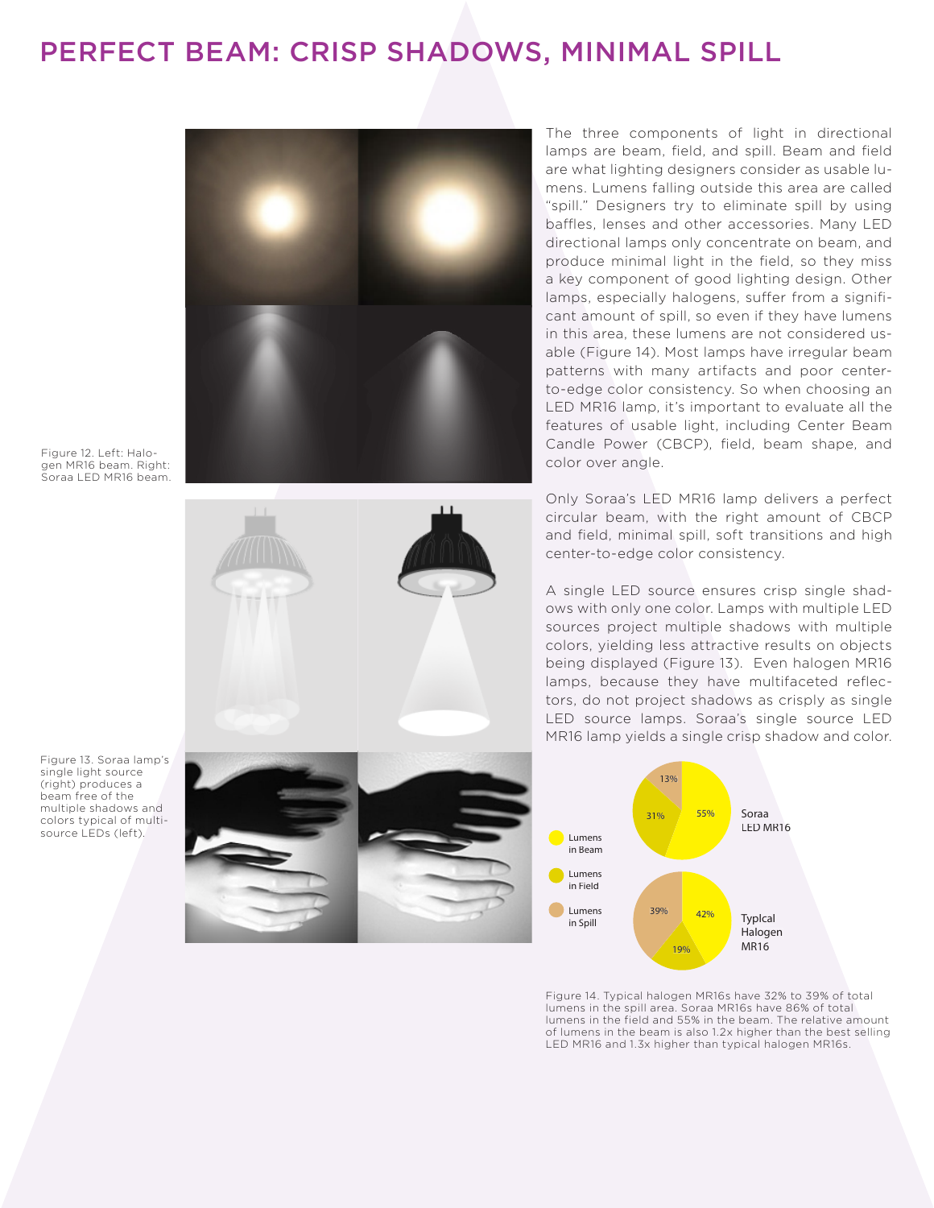# PERFECT BEAM: CRISP SHADOWS, MINIMAL SPILL

Figure 12. Left: Halogen MR16 beam. Right: Soraa LED MR16 beam.

Figure 13. Soraa lamp's single light source (right) produces a beam free of the multiple shadows and colors typical of multi-source LEDs (left).

The three components of light in directional lamps are beam, field, and spill. Beam and field are what lighting designers consider as usable lumens. Lumens falling outside this area are called "spill." Designers try to eliminate spill by using baffles, lenses and other accessories. Many LED directional lamps only concentrate on beam, and produce minimal light in the field, so they miss a key component of good lighting design. Other lamps, especially halogens, suffer from a significant amount of spill, so even if they have lumens in this area, these lumens are not considered usable (Figure 14). Most lamps have irregular beam patterns with many artifacts and poor center-to-edge color consistency. So when choosing an LED MR16 lamp, it's important to evaluate all the features of usable light, including Center Beam Candle Power (CBCP), field, beam shape, and color over angle.

Only Soraa's LED MR16 lamp delivers a perfect circular beam, with the right amount of CBCP and field, minimal spill, soft transitions and high center-to-edge color consistency.

A single LED source ensures crisp single shadows with only one color. Lamps with multiple LED sources project multiple shadows with multiple colors, yielding less attractive results on objects being displayed (Figure 13). Even halogen MR16 lamps, because they have multifaceted reflectors, do not project shadows as crisply as single LED source lamps. Soraa's single source LED MR16 lamp yields a single crisp shadow and color.

| | Lumens in Beam | Lumens in Field | Lumens in Spill |
|---|---|---|---|
| Soraa LED MR16 | 55% | 31% | 13% |
| Typical Halogen MR16 | 42% | 19% | 39% |

Figure 14. Typical halogen MR16s have 32% to 39% of total lumens in the spill area. Soraa MR16s have 86% of total lumens in the field and 55% in the beam. The relative amount of lumens in the beam is also 1.2x higher than the best selling LED MR16 and 1.3x higher than typical halogen MR16s.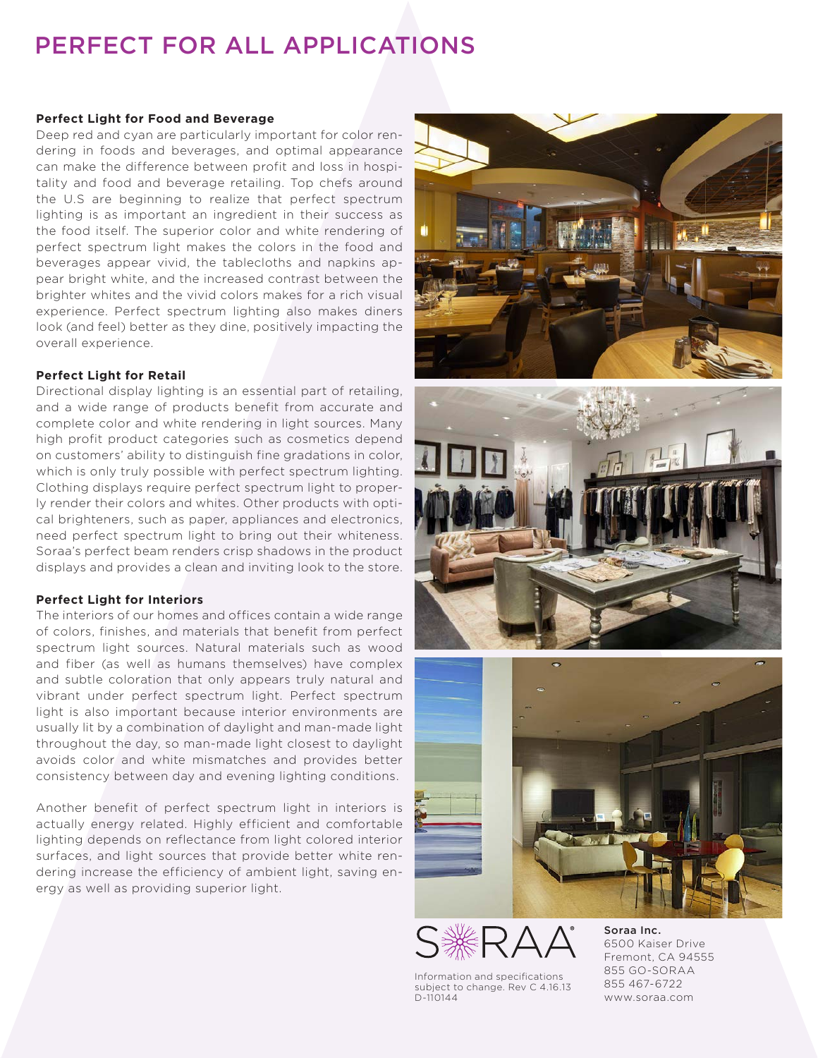# PERFECT FOR ALL APPLICATIONS

**Perfect Light for Food and Beverage**

Deep red and cyan are particularly important for color rendering in foods and beverages, and optimal appearance can make the difference between profit and loss in hospitality and food and beverage retailing. Top chefs around the U.S are beginning to realize that perfect spectrum lighting is as important an ingredient in their success as the food itself. The superior color and white rendering of perfect spectrum light makes the colors in the food and beverages appear vivid, the tablecloths and napkins appear bright white, and the increased contrast between the brighter whites and the vivid colors makes for a rich visual experience. Perfect spectrum lighting also makes diners look (and feel) better as they dine, positively impacting the overall experience.

**Perfect Light for Retail**

Directional display lighting is an essential part of retailing, and a wide range of products benefit from accurate and complete color and white rendering in light sources. Many high profit product categories such as cosmetics depend on customers' ability to distinguish fine gradations in color, which is only truly possible with perfect spectrum lighting. Clothing displays require perfect spectrum light to properly render their colors and whites. Other products with optical brighteners, such as paper, appliances and electronics, need perfect spectrum light to bring out their whiteness. Soraa's perfect beam renders crisp shadows in the product displays and provides a clean and inviting look to the store.

**Perfect Light for Interiors**

The interiors of our homes and offices contain a wide range of colors, finishes, and materials that benefit from perfect spectrum light sources. Natural materials such as wood and fiber (as well as humans themselves) have complex and subtle coloration that only appears truly natural and vibrant under perfect spectrum light. Perfect spectrum light is also important because interior environments are usually lit by a combination of daylight and man-made light throughout the day, so man-made light closest to daylight avoids color and white mismatches and provides better consistency between day and evening lighting conditions.

Another benefit of perfect spectrum light in interiors is actually energy related. Highly efficient and comfortable lighting depends on reflectance from light colored interior surfaces, and light sources that provide better white rendering increase the efficiency of ambient light, saving energy as well as providing superior light.

SORAA®

Information and specifications subject to change. Rev C 4.16.13
D-110144

**Soraa Inc.**
6500 Kaiser Drive
Fremont, CA 94555
855 GO-SORAA
855 467-6722
www.soraa.com